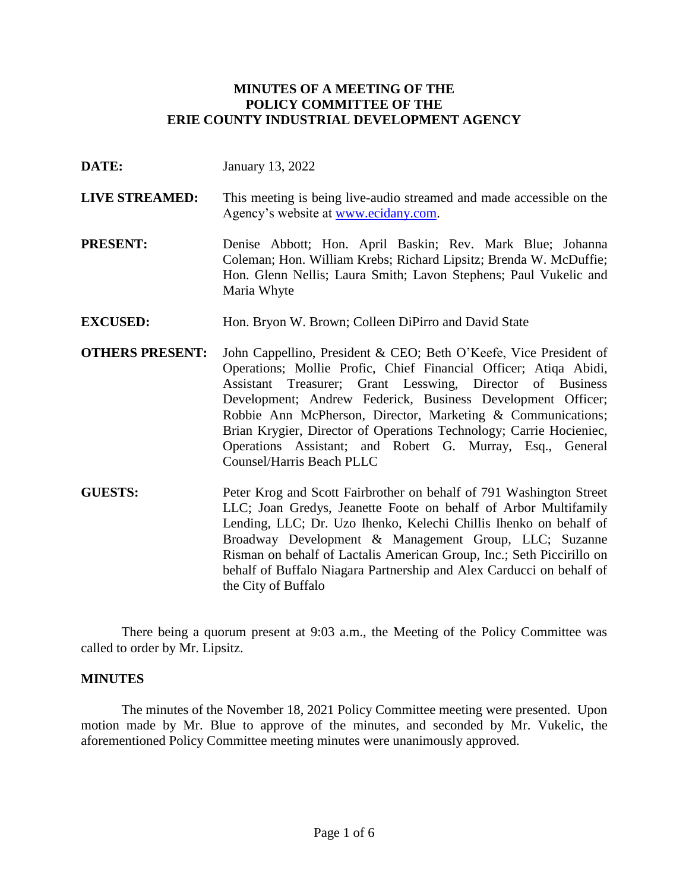# MINUTES OF A MEETING OF THE POLICY COMMITTEE OF THE ERIE COUNTY INDUSTRIAL DEVELOPMENT AGENCY

**DATE:** January 13, 2022

**LIVE STREAMED:** This meeting is being live-audio streamed and made accessible on the Agency's website at www.ecidany.com.

**PRESENT:** Denise Abbott; Hon. April Baskin; Rev. Mark Blue; Johanna Coleman; Hon. William Krebs; Richard Lipsitz; Brenda W. McDuffie; Hon. Glenn Nellis; Laura Smith; Lavon Stephens; Paul Vukelic and Maria Whyte

**EXCUSED:** Hon. Bryon W. Brown; Colleen DiPirro and David State

**OTHERS PRESENT:** John Cappellino, President & CEO; Beth O'Keefe, Vice President of Operations; Mollie Profic, Chief Financial Officer; Atiqa Abidi, Assistant Treasurer; Grant Lesswing, Director of Business Development; Andrew Federick, Business Development Officer; Robbie Ann McPherson, Director, Marketing & Communications; Brian Krygier, Director of Operations Technology; Carrie Hocieniec, Operations Assistant; and Robert G. Murray, Esq., General Counsel/Harris Beach PLLC

**GUESTS:** Peter Krog and Scott Fairbrother on behalf of 791 Washington Street LLC; Joan Gredys, Jeanette Foote on behalf of Arbor Multifamily Lending, LLC; Dr. Uzo Ihenko, Kelechi Chillis Ihenko on behalf of Broadway Development & Management Group, LLC; Suzanne Risman on behalf of Lactalis American Group, Inc.; Seth Piccirillo on behalf of Buffalo Niagara Partnership and Alex Carducci on behalf of the City of Buffalo

There being a quorum present at 9:03 a.m., the Meeting of the Policy Committee was called to order by Mr. Lipsitz.

## MINUTES

The minutes of the November 18, 2021 Policy Committee meeting were presented. Upon motion made by Mr. Blue to approve of the minutes, and seconded by Mr. Vukelic, the aforementioned Policy Committee meeting minutes were unanimously approved.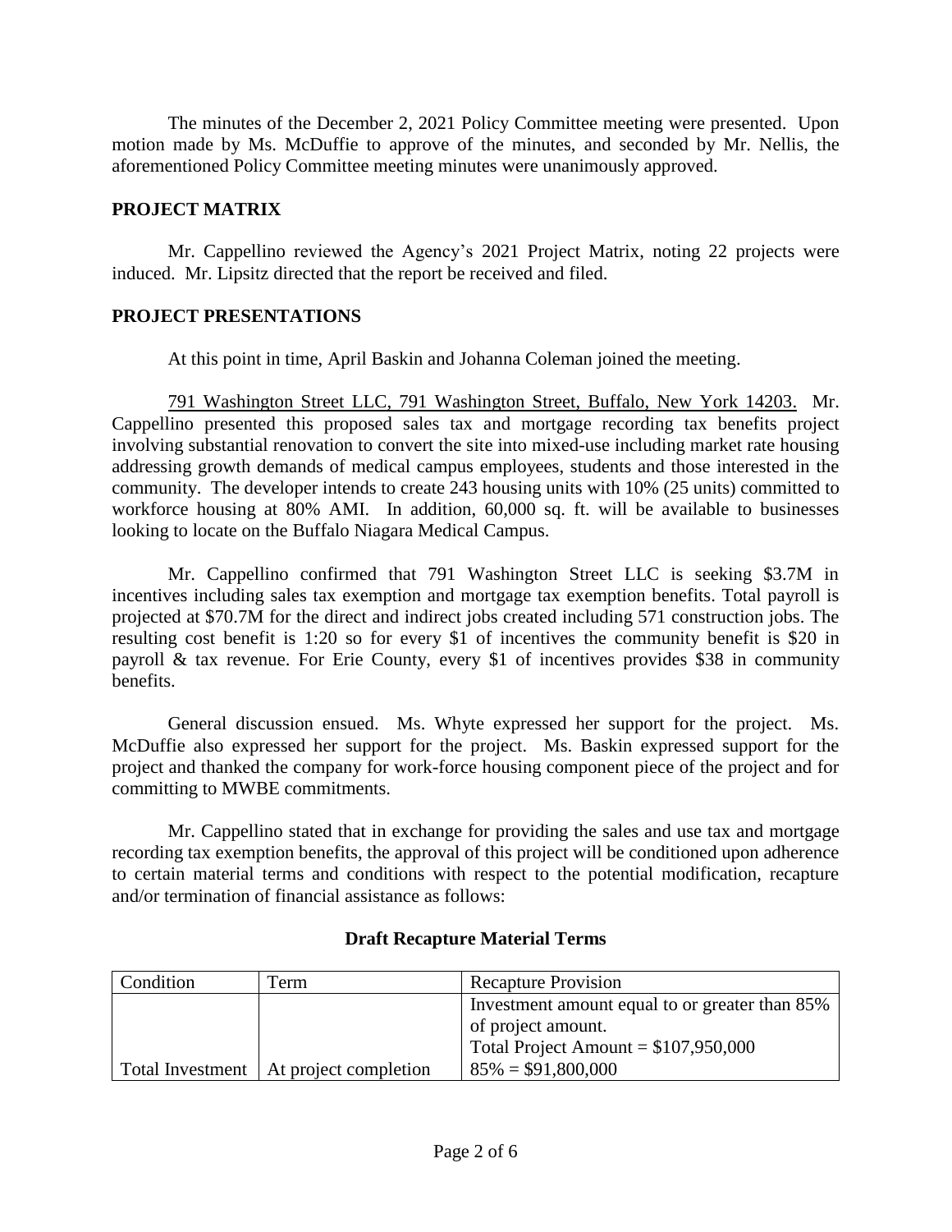The minutes of the December 2, 2021 Policy Committee meeting were presented. Upon motion made by Ms. McDuffie to approve of the minutes, and seconded by Mr. Nellis, the aforementioned Policy Committee meeting minutes were unanimously approved.

## PROJECT MATRIX

Mr. Cappellino reviewed the Agency's 2021 Project Matrix, noting 22 projects were induced. Mr. Lipsitz directed that the report be received and filed.

## PROJECT PRESENTATIONS

At this point in time, April Baskin and Johanna Coleman joined the meeting.

791 Washington Street LLC, 791 Washington Street, Buffalo, New York 14203. Mr. Cappellino presented this proposed sales tax and mortgage recording tax benefits project involving substantial renovation to convert the site into mixed-use including market rate housing addressing growth demands of medical campus employees, students and those interested in the community. The developer intends to create 243 housing units with 10% (25 units) committed to workforce housing at 80% AMI. In addition, 60,000 sq. ft. will be available to businesses looking to locate on the Buffalo Niagara Medical Campus.

Mr. Cappellino confirmed that 791 Washington Street LLC is seeking \$3.7M in incentives including sales tax exemption and mortgage tax exemption benefits. Total payroll is projected at \$70.7M for the direct and indirect jobs created including 571 construction jobs. The resulting cost benefit is 1:20 so for every \$1 of incentives the community benefit is \$20 in payroll & tax revenue. For Erie County, every \$1 of incentives provides \$38 in community benefits.

General discussion ensued. Ms. Whyte expressed her support for the project. Ms. McDuffie also expressed her support for the project. Ms. Baskin expressed support for the project and thanked the company for work-force housing component piece of the project and for committing to MWBE commitments.

Mr. Cappellino stated that in exchange for providing the sales and use tax and mortgage recording tax exemption benefits, the approval of this project will be conditioned upon adherence to certain material terms and conditions with respect to the potential modification, recapture and/or termination of financial assistance as follows:

**Draft Recapture Material Terms**

| Condition | Term | Recapture Provision |
|---|---|---|
| Total Investment | At project completion | Investment amount equal to or greater than 85% of project amount.<br>Total Project Amount = \$107,950,000<br>85% = \$91,800,000 |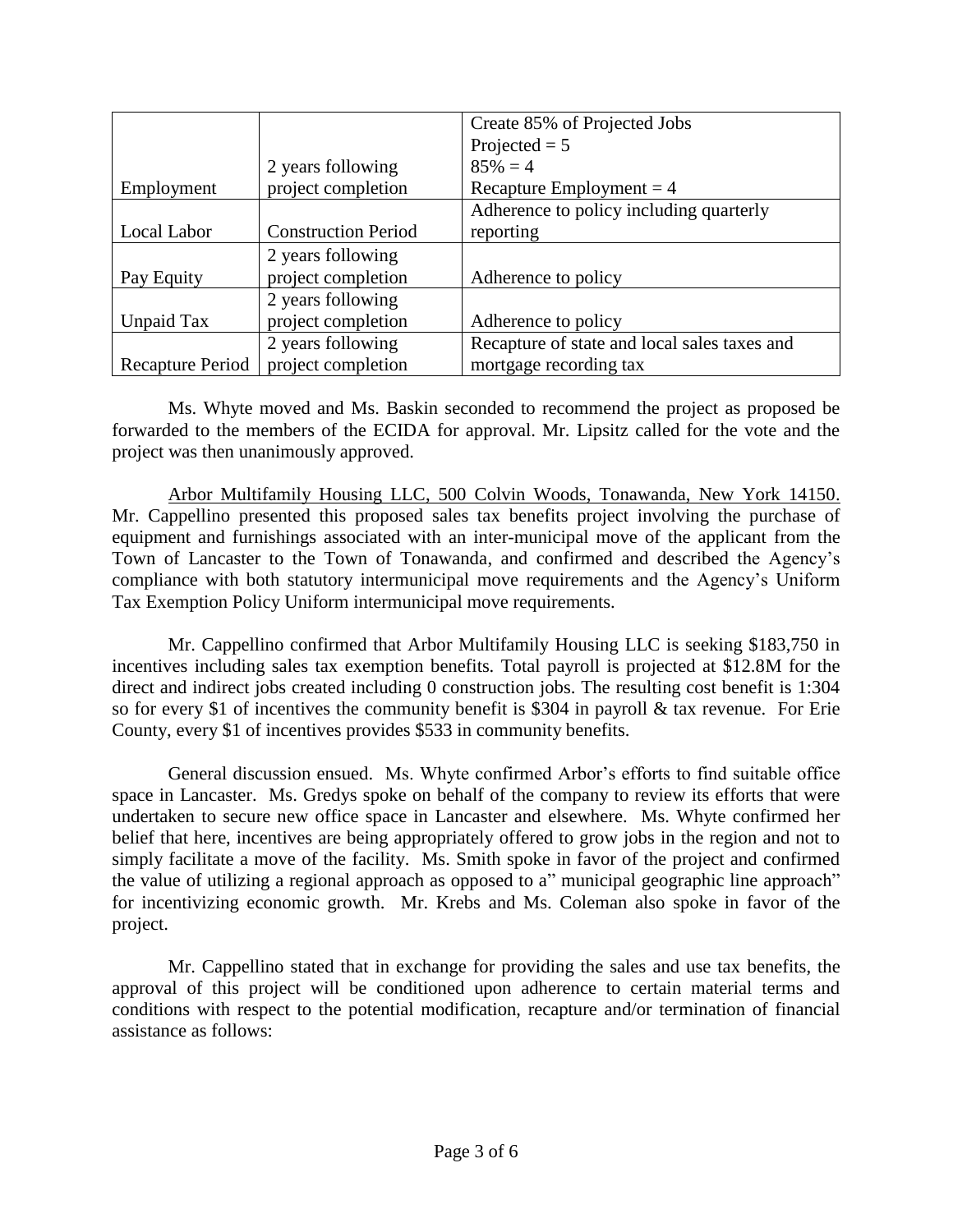| | | |
|---|---|---|
| Employment | 2 years following project completion | Create 85% of Projected Jobs<br>Projected = 5<br>85% = 4<br>Recapture Employment = 4 |
| Local Labor | Construction Period | Adherence to policy including quarterly reporting |
| Pay Equity | 2 years following project completion | Adherence to policy |
| Unpaid Tax | 2 years following project completion | Adherence to policy |
| Recapture Period | 2 years following project completion | Recapture of state and local sales taxes and mortgage recording tax |

Ms. Whyte moved and Ms. Baskin seconded to recommend the project as proposed be forwarded to the members of the ECIDA for approval. Mr. Lipsitz called for the vote and the project was then unanimously approved.

Arbor Multifamily Housing LLC, 500 Colvin Woods, Tonawanda, New York 14150. Mr. Cappellino presented this proposed sales tax benefits project involving the purchase of equipment and furnishings associated with an inter-municipal move of the applicant from the Town of Lancaster to the Town of Tonawanda, and confirmed and described the Agency's compliance with both statutory intermunicipal move requirements and the Agency's Uniform Tax Exemption Policy Uniform intermunicipal move requirements.

Mr. Cappellino confirmed that Arbor Multifamily Housing LLC is seeking $183,750 in incentives including sales tax exemption benefits. Total payroll is projected at $12.8M for the direct and indirect jobs created including 0 construction jobs. The resulting cost benefit is 1:304 so for every $1 of incentives the community benefit is $304 in payroll & tax revenue. For Erie County, every $1 of incentives provides $533 in community benefits.

General discussion ensued. Ms. Whyte confirmed Arbor's efforts to find suitable office space in Lancaster. Ms. Gredys spoke on behalf of the company to review its efforts that were undertaken to secure new office space in Lancaster and elsewhere. Ms. Whyte confirmed her belief that here, incentives are being appropriately offered to grow jobs in the region and not to simply facilitate a move of the facility. Ms. Smith spoke in favor of the project and confirmed the value of utilizing a regional approach as opposed to a" municipal geographic line approach" for incentivizing economic growth. Mr. Krebs and Ms. Coleman also spoke in favor of the project.

Mr. Cappellino stated that in exchange for providing the sales and use tax benefits, the approval of this project will be conditioned upon adherence to certain material terms and conditions with respect to the potential modification, recapture and/or termination of financial assistance as follows: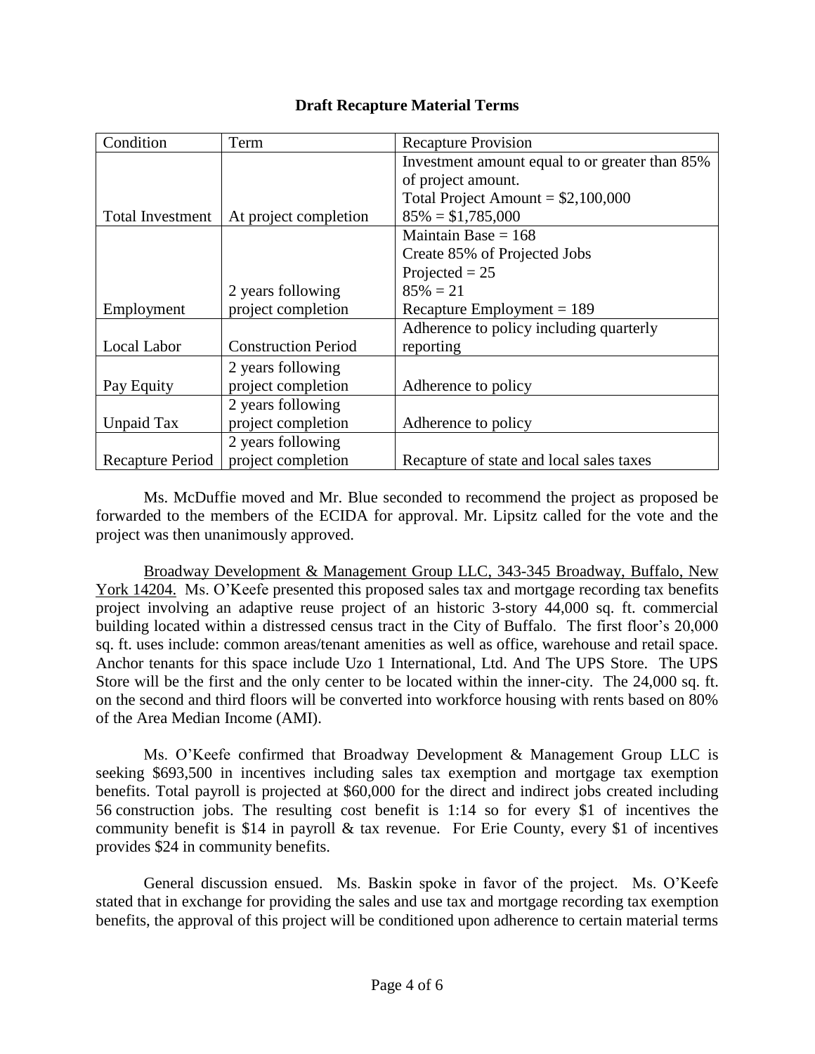**Draft Recapture Material Terms**

| Condition | Term | Recapture Provision |
|---|---|---|
| Total Investment | At project completion | Investment amount equal to or greater than 85% of project amount.<br>Total Project Amount = $2,100,000<br>85% = $1,785,000 |
| Employment | 2 years following project completion | Maintain Base = 168<br>Create 85% of Projected Jobs<br>Projected = 25<br>85% = 21<br>Recapture Employment = 189 |
| Local Labor | Construction Period | Adherence to policy including quarterly reporting |
| Pay Equity | 2 years following project completion | Adherence to policy |
| Unpaid Tax | 2 years following project completion | Adherence to policy |
| Recapture Period | 2 years following project completion | Recapture of state and local sales taxes |

Ms. McDuffie moved and Mr. Blue seconded to recommend the project as proposed be forwarded to the members of the ECIDA for approval. Mr. Lipsitz called for the vote and the project was then unanimously approved.

Broadway Development & Management Group LLC, 343-345 Broadway, Buffalo, New York 14204. Ms. O'Keefe presented this proposed sales tax and mortgage recording tax benefits project involving an adaptive reuse project of an historic 3-story 44,000 sq. ft. commercial building located within a distressed census tract in the City of Buffalo. The first floor's 20,000 sq. ft. uses include: common areas/tenant amenities as well as office, warehouse and retail space. Anchor tenants for this space include Uzo 1 International, Ltd. And The UPS Store. The UPS Store will be the first and the only center to be located within the inner-city. The 24,000 sq. ft. on the second and third floors will be converted into workforce housing with rents based on 80% of the Area Median Income (AMI).

Ms. O'Keefe confirmed that Broadway Development & Management Group LLC is seeking $693,500 in incentives including sales tax exemption and mortgage tax exemption benefits. Total payroll is projected at $60,000 for the direct and indirect jobs created including 56 construction jobs. The resulting cost benefit is 1:14 so for every $1 of incentives the community benefit is $14 in payroll & tax revenue. For Erie County, every $1 of incentives provides $24 in community benefits.

General discussion ensued. Ms. Baskin spoke in favor of the project. Ms. O'Keefe stated that in exchange for providing the sales and use tax and mortgage recording tax exemption benefits, the approval of this project will be conditioned upon adherence to certain material terms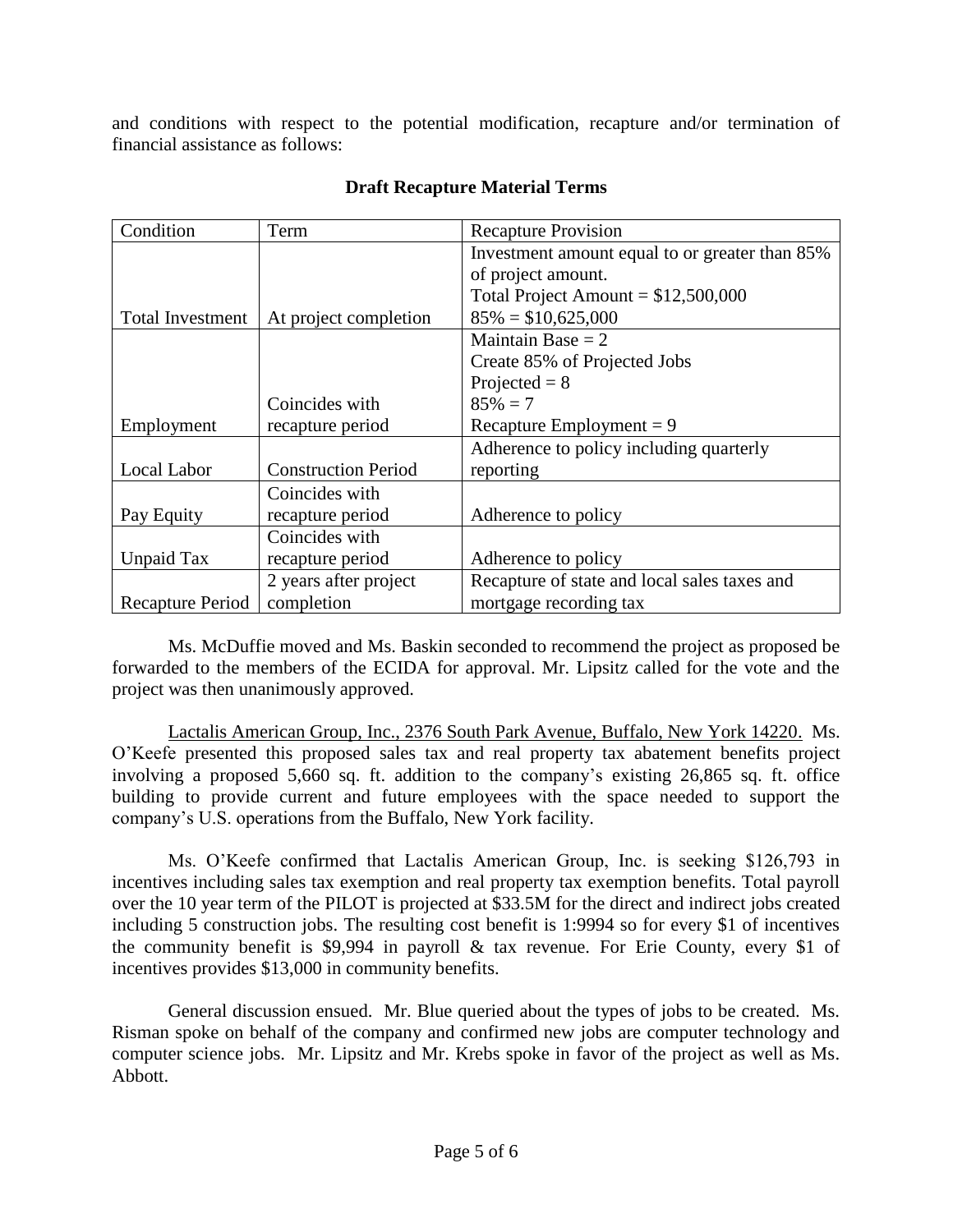and conditions with respect to the potential modification, recapture and/or termination of financial assistance as follows:

**Draft Recapture Material Terms**

| Condition | Term | Recapture Provision |
|---|---|---|
| Total Investment | At project completion | Investment amount equal to or greater than 85% of project amount.<br>Total Project Amount = $12,500,000<br>85% = $10,625,000 |
| Employment | Coincides with recapture period | Maintain Base = 2<br>Create 85% of Projected Jobs<br>Projected = 8<br>85% = 7<br>Recapture Employment = 9 |
| Local Labor | Construction Period | Adherence to policy including quarterly reporting |
| Pay Equity | Coincides with recapture period | Adherence to policy |
| Unpaid Tax | Coincides with recapture period | Adherence to policy |
| Recapture Period | 2 years after project completion | Recapture of state and local sales taxes and mortgage recording tax |

Ms. McDuffie moved and Ms. Baskin seconded to recommend the project as proposed be forwarded to the members of the ECIDA for approval. Mr. Lipsitz called for the vote and the project was then unanimously approved.

Lactalis American Group, Inc., 2376 South Park Avenue, Buffalo, New York 14220. Ms. O'Keefe presented this proposed sales tax and real property tax abatement benefits project involving a proposed 5,660 sq. ft. addition to the company's existing 26,865 sq. ft. office building to provide current and future employees with the space needed to support the company's U.S. operations from the Buffalo, New York facility.

Ms. O'Keefe confirmed that Lactalis American Group, Inc. is seeking $126,793 in incentives including sales tax exemption and real property tax exemption benefits. Total payroll over the 10 year term of the PILOT is projected at $33.5M for the direct and indirect jobs created including 5 construction jobs. The resulting cost benefit is 1:9994 so for every $1 of incentives the community benefit is $9,994 in payroll & tax revenue. For Erie County, every $1 of incentives provides $13,000 in community benefits.

General discussion ensued. Mr. Blue queried about the types of jobs to be created. Ms. Risman spoke on behalf of the company and confirmed new jobs are computer technology and computer science jobs. Mr. Lipsitz and Mr. Krebs spoke in favor of the project as well as Ms. Abbott.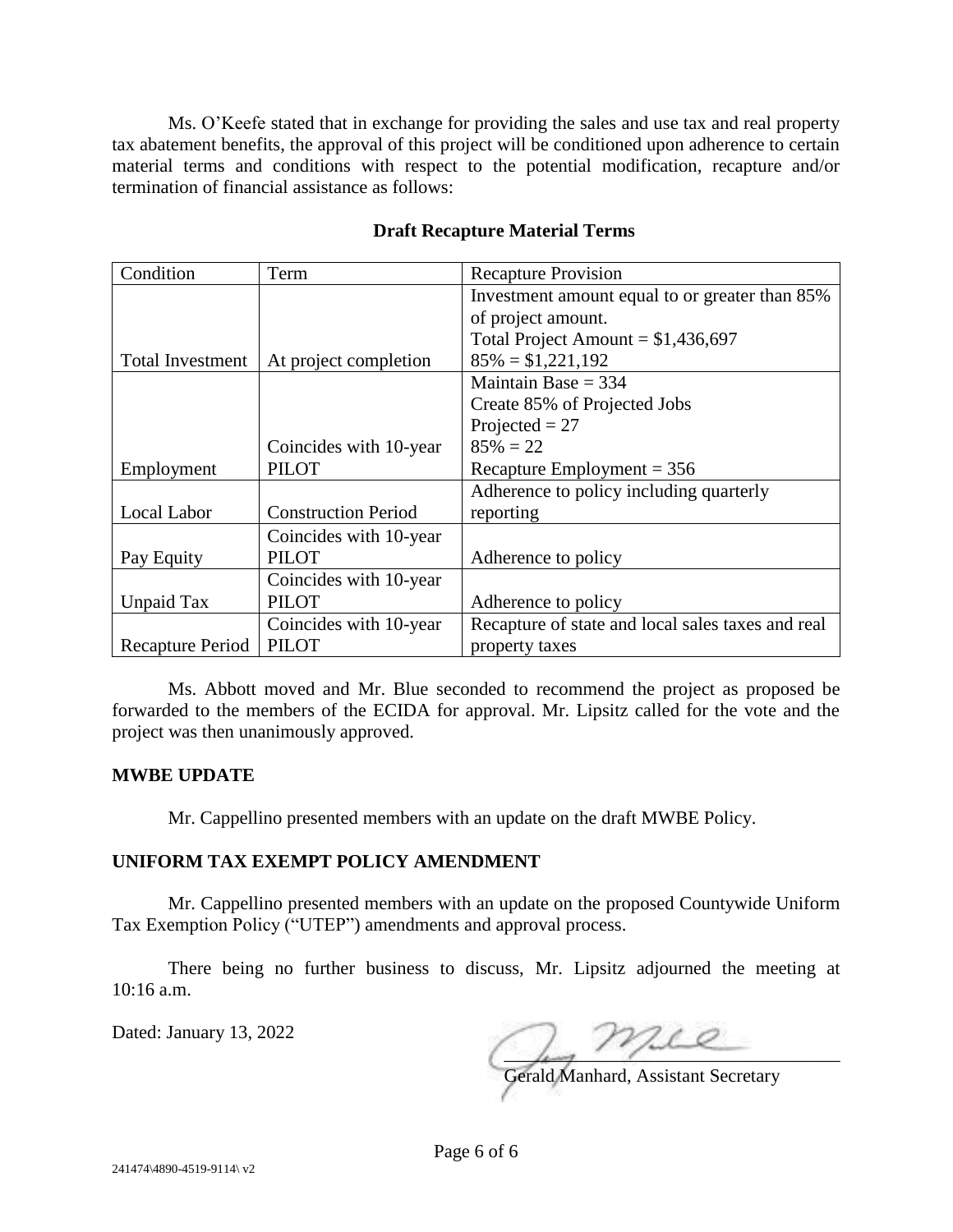Ms. O'Keefe stated that in exchange for providing the sales and use tax and real property tax abatement benefits, the approval of this project will be conditioned upon adherence to certain material terms and conditions with respect to the potential modification, recapture and/or termination of financial assistance as follows:

**Draft Recapture Material Terms**

| Condition | Term | Recapture Provision |
|---|---|---|
| Total Investment | At project completion | Investment amount equal to or greater than 85% of project amount.<br>Total Project Amount = $1,436,697<br>85% = $1,221,192 |
| Employment | Coincides with 10-year PILOT | Maintain Base = 334<br>Create 85% of Projected Jobs<br>Projected = 27<br>85% = 22<br>Recapture Employment = 356 |
| Local Labor | Construction Period | Adherence to policy including quarterly reporting |
| Pay Equity | Coincides with 10-year PILOT | Adherence to policy |
| Unpaid Tax | Coincides with 10-year PILOT | Adherence to policy |
| Recapture Period | Coincides with 10-year PILOT | Recapture of state and local sales taxes and real property taxes |

Ms. Abbott moved and Mr. Blue seconded to recommend the project as proposed be forwarded to the members of the ECIDA for approval. Mr. Lipsitz called for the vote and the project was then unanimously approved.

**MWBE UPDATE**

Mr. Cappellino presented members with an update on the draft MWBE Policy.

**UNIFORM TAX EXEMPT POLICY AMENDMENT**

Mr. Cappellino presented members with an update on the proposed Countywide Uniform Tax Exemption Policy ("UTEP") amendments and approval process.

There being no further business to discuss, Mr. Lipsitz adjourned the meeting at 10:16 a.m.

Dated: January 13, 2022

Gerald Manhard, Assistant Secretary

241474\4890-4519-9114\ v2